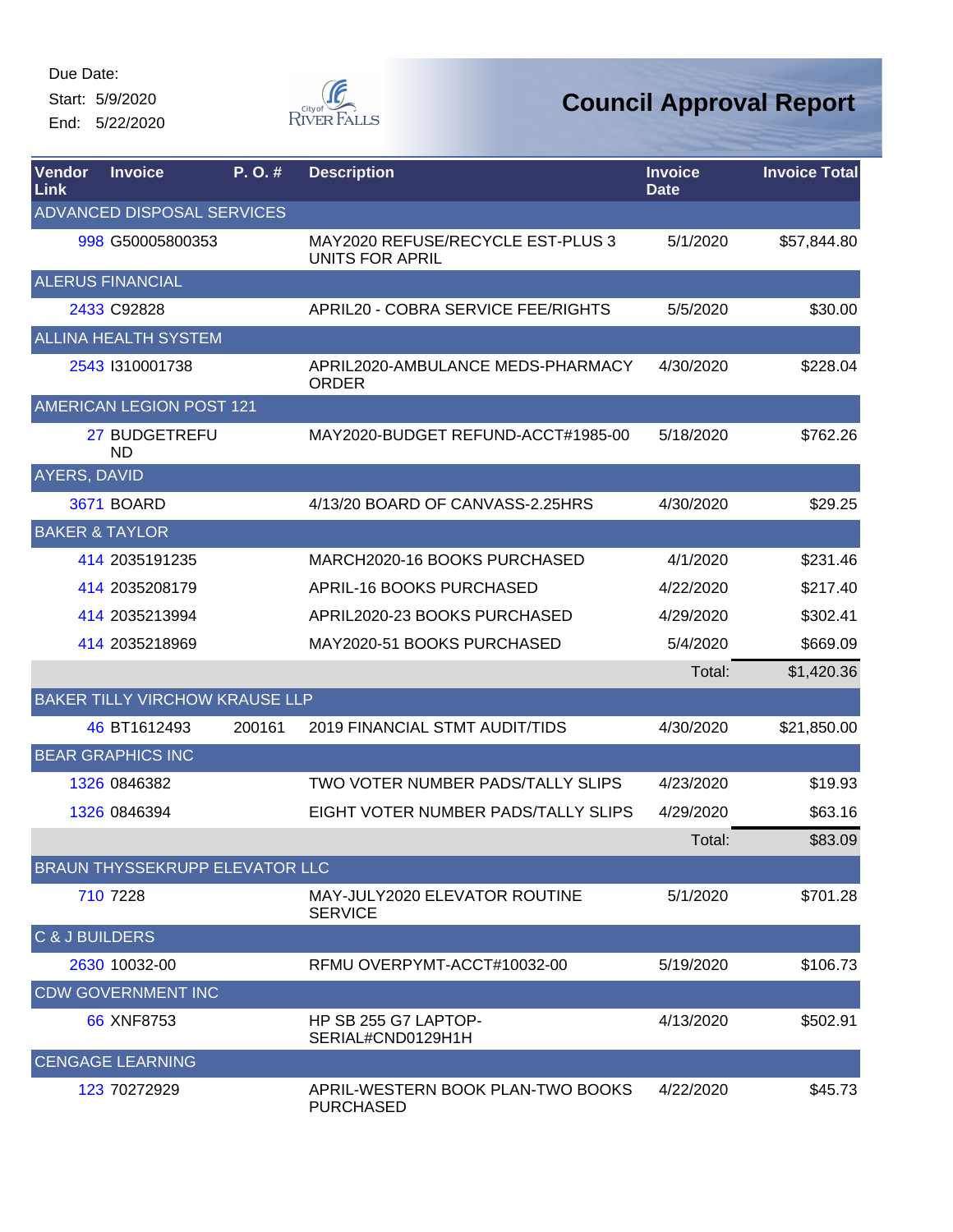Due Date:
Start: 5/9/2020
End: 5/22/2020

# Council Approval Report

| Vendor Link | Invoice | P. O. # | Description | Invoice Date | Invoice Total |
|---|---|---|---|---|---|
| ADVANCED DISPOSAL SERVICES | | | | | |
| 998 | G50005800353 | | MAY2020 REFUSE/RECYCLE EST-PLUS 3 UNITS FOR APRIL | 5/1/2020 | $57,844.80 |
| ALERUS FINANCIAL | | | | | |
| 2433 | C92828 | | APRIL20 - COBRA SERVICE FEE/RIGHTS | 5/5/2020 | $30.00 |
| ALLINA HEALTH SYSTEM | | | | | |
| 2543 | I310001738 | | APRIL2020-AMBULANCE MEDS-PHARMACY ORDER | 4/30/2020 | $228.04 |
| AMERICAN LEGION POST 121 | | | | | |
| 27 | BUDGETREFUND | | MAY2020-BUDGET REFUND-ACCT#1985-00 | 5/18/2020 | $762.26 |
| AYERS, DAVID | | | | | |
| 3671 | BOARD | | 4/13/20 BOARD OF CANVASS-2.25HRS | 4/30/2020 | $29.25 |
| BAKER & TAYLOR | | | | | |
| 414 | 2035191235 | | MARCH2020-16 BOOKS PURCHASED | 4/1/2020 | $231.46 |
| 414 | 2035208179 | | APRIL-16 BOOKS PURCHASED | 4/22/2020 | $217.40 |
| 414 | 2035213994 | | APRIL2020-23 BOOKS PURCHASED | 4/29/2020 | $302.41 |
| 414 | 2035218969 | | MAY2020-51 BOOKS PURCHASED | 5/4/2020 | $669.09 |
| | | | | Total: | $1,420.36 |
| BAKER TILLY VIRCHOW KRAUSE LLP | | | | | |
| 46 | BT1612493 | 200161 | 2019 FINANCIAL STMT AUDIT/TIDS | 4/30/2020 | $21,850.00 |
| BEAR GRAPHICS INC | | | | | |
| 1326 | 0846382 | | TWO VOTER NUMBER PADS/TALLY SLIPS | 4/23/2020 | $19.93 |
| 1326 | 0846394 | | EIGHT VOTER NUMBER PADS/TALLY SLIPS | 4/29/2020 | $63.16 |
| | | | | Total: | $83.09 |
| BRAUN THYSSEKRUPP ELEVATOR LLC | | | | | |
| 710 | 7228 | | MAY-JULY2020 ELEVATOR ROUTINE SERVICE | 5/1/2020 | $701.28 |
| C & J BUILDERS | | | | | |
| 2630 | 10032-00 | | RFMU OVERPYMT-ACCT#10032-00 | 5/19/2020 | $106.73 |
| CDW GOVERNMENT INC | | | | | |
| 66 | XNF8753 | | HP SB 255 G7 LAPTOP-SERIAL#CND0129H1H | 4/13/2020 | $502.91 |
| CENGAGE LEARNING | | | | | |
| 123 | 70272929 | | APRIL-WESTERN BOOK PLAN-TWO BOOKS PURCHASED | 4/22/2020 | $45.73 |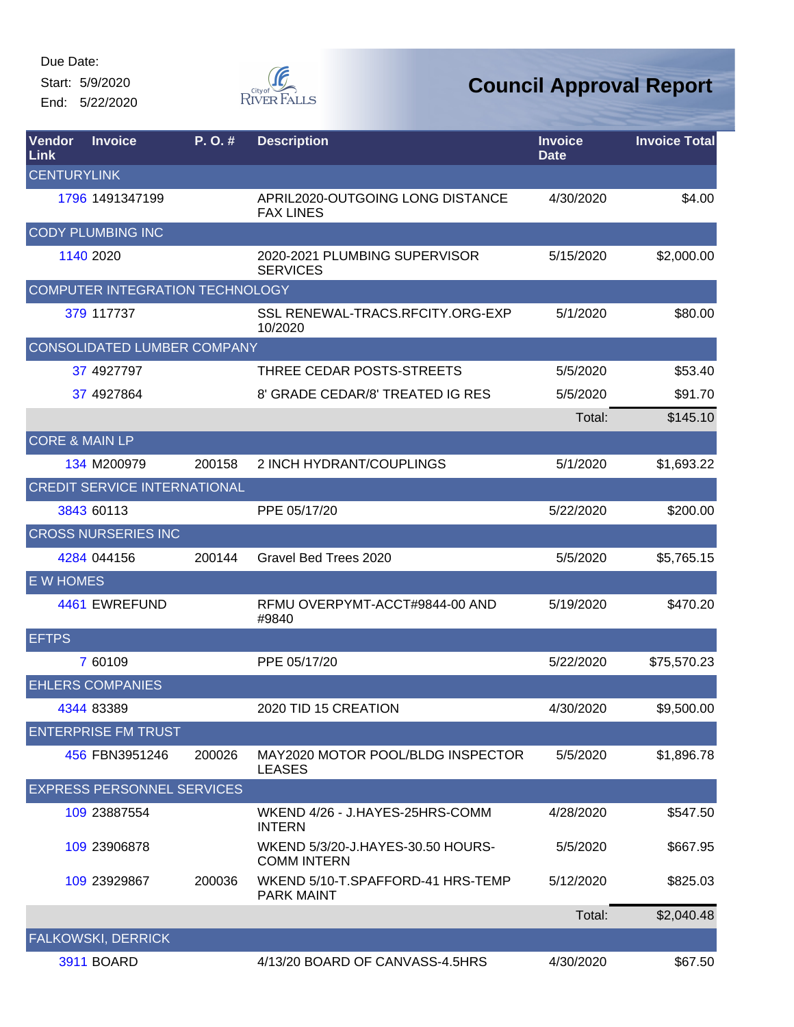Due Date:
Start: 5/9/2020
End: 5/22/2020

# Council Approval Report

| Vendor Link | Invoice | P. O. # | Description | Invoice Date | Invoice Total |
|---|---|---|---|---|---|
| CENTURYLINK | | | | | |
| 1796 | 1491347199 | | APRIL2020-OUTGOING LONG DISTANCE FAX LINES | 4/30/2020 | $4.00 |
| CODY PLUMBING INC | | | | | |
| 1140 | 2020 | | 2020-2021 PLUMBING SUPERVISOR SERVICES | 5/15/2020 | $2,000.00 |
| COMPUTER INTEGRATION TECHNOLOGY | | | | | |
| 379 | 117737 | | SSL RENEWAL-TRACS.RFCITY.ORG-EXP 10/2020 | 5/1/2020 | $80.00 |
| CONSOLIDATED LUMBER COMPANY | | | | | |
| 37 | 4927797 | | THREE CEDAR POSTS-STREETS | 5/5/2020 | $53.40 |
| 37 | 4927864 | | 8' GRADE CEDAR/8' TREATED IG RES | 5/5/2020 | $91.70 |
| | | | | Total: | $145.10 |
| CORE & MAIN LP | | | | | |
| 134 | M200979 | 200158 | 2 INCH HYDRANT/COUPLINGS | 5/1/2020 | $1,693.22 |
| CREDIT SERVICE INTERNATIONAL | | | | | |
| 3843 | 60113 | | PPE 05/17/20 | 5/22/2020 | $200.00 |
| CROSS NURSERIES INC | | | | | |
| 4284 | 044156 | 200144 | Gravel Bed Trees 2020 | 5/5/2020 | $5,765.15 |
| E W HOMES | | | | | |
| 4461 | EWREFUND | | RFMU OVERPYMT-ACCT#9844-00 AND #9840 | 5/19/2020 | $470.20 |
| EFTPS | | | | | |
| 7 | 60109 | | PPE 05/17/20 | 5/22/2020 | $75,570.23 |
| EHLERS COMPANIES | | | | | |
| 4344 | 83389 | | 2020 TID 15 CREATION | 4/30/2020 | $9,500.00 |
| ENTERPRISE FM TRUST | | | | | |
| 456 | FBN3951246 | 200026 | MAY2020 MOTOR POOL/BLDG INSPECTOR LEASES | 5/5/2020 | $1,896.78 |
| EXPRESS PERSONNEL SERVICES | | | | | |
| 109 | 23887554 | | WKEND 4/26 - J.HAYES-25HRS-COMM INTERN | 4/28/2020 | $547.50 |
| 109 | 23906878 | | WKEND 5/3/20-J.HAYES-30.50 HOURS-COMM INTERN | 5/5/2020 | $667.95 |
| 109 | 23929867 | 200036 | WKEND 5/10-T.SPAFFORD-41 HRS-TEMP PARK MAINT | 5/12/2020 | $825.03 |
| | | | | Total: | $2,040.48 |
| FALKOWSKI, DERRICK | | | | | |
| 3911 | BOARD | | 4/13/20 BOARD OF CANVASS-4.5HRS | 4/30/2020 | $67.50 |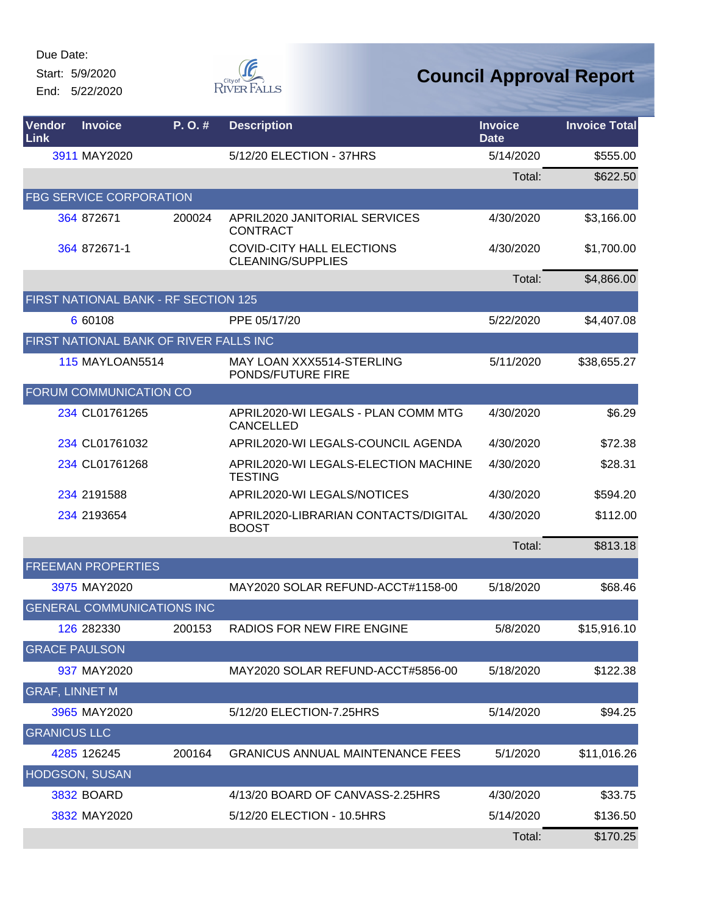Due Date:
Start: 5/9/2020
End: 5/22/2020

# Council Approval Report

| Vendor Link | Invoice | P. O. # | Description | Invoice Date | Invoice Total |
|---|---|---|---|---|---|
| 3911 | MAY2020 | | 5/12/20 ELECTION - 37HRS | 5/14/2020 | $555.00 |
| | | | | Total: | $622.50 |
| FBG SERVICE CORPORATION | | | | | |
| 364 | 872671 | 200024 | APRIL2020 JANITORIAL SERVICES CONTRACT | 4/30/2020 | $3,166.00 |
| 364 | 872671-1 | | COVID-CITY HALL ELECTIONS CLEANING/SUPPLIES | 4/30/2020 | $1,700.00 |
| | | | | Total: | $4,866.00 |
| FIRST NATIONAL BANK - RF SECTION 125 | | | | | |
| 6 | 60108 | | PPE 05/17/20 | 5/22/2020 | $4,407.08 |
| FIRST NATIONAL BANK OF RIVER FALLS INC | | | | | |
| 115 | MAYLOAN5514 | | MAY LOAN XXX5514-STERLING PONDS/FUTURE FIRE | 5/11/2020 | $38,655.27 |
| FORUM COMMUNICATION CO | | | | | |
| 234 | CL01761265 | | APRIL2020-WI LEGALS - PLAN COMM MTG CANCELLED | 4/30/2020 | $6.29 |
| 234 | CL01761032 | | APRIL2020-WI LEGALS-COUNCIL AGENDA | 4/30/2020 | $72.38 |
| 234 | CL01761268 | | APRIL2020-WI LEGALS-ELECTION MACHINE TESTING | 4/30/2020 | $28.31 |
| 234 | 2191588 | | APRIL2020-WI LEGALS/NOTICES | 4/30/2020 | $594.20 |
| 234 | 2193654 | | APRIL2020-LIBRARIAN CONTACTS/DIGITAL BOOST | 4/30/2020 | $112.00 |
| | | | | Total: | $813.18 |
| FREEMAN PROPERTIES | | | | | |
| 3975 | MAY2020 | | MAY2020 SOLAR REFUND-ACCT#1158-00 | 5/18/2020 | $68.46 |
| GENERAL COMMUNICATIONS INC | | | | | |
| 126 | 282330 | 200153 | RADIOS FOR NEW FIRE ENGINE | 5/8/2020 | $15,916.10 |
| GRACE PAULSON | | | | | |
| 937 | MAY2020 | | MAY2020 SOLAR REFUND-ACCT#5856-00 | 5/18/2020 | $122.38 |
| GRAF, LINNET M | | | | | |
| 3965 | MAY2020 | | 5/12/20 ELECTION-7.25HRS | 5/14/2020 | $94.25 |
| GRANICUS LLC | | | | | |
| 4285 | 126245 | 200164 | GRANICUS ANNUAL MAINTENANCE FEES | 5/1/2020 | $11,016.26 |
| HODGSON, SUSAN | | | | | |
| 3832 | BOARD | | 4/13/20 BOARD OF CANVASS-2.25HRS | 4/30/2020 | $33.75 |
| 3832 | MAY2020 | | 5/12/20 ELECTION - 10.5HRS | 5/14/2020 | $136.50 |
| | | | | Total: | $170.25 |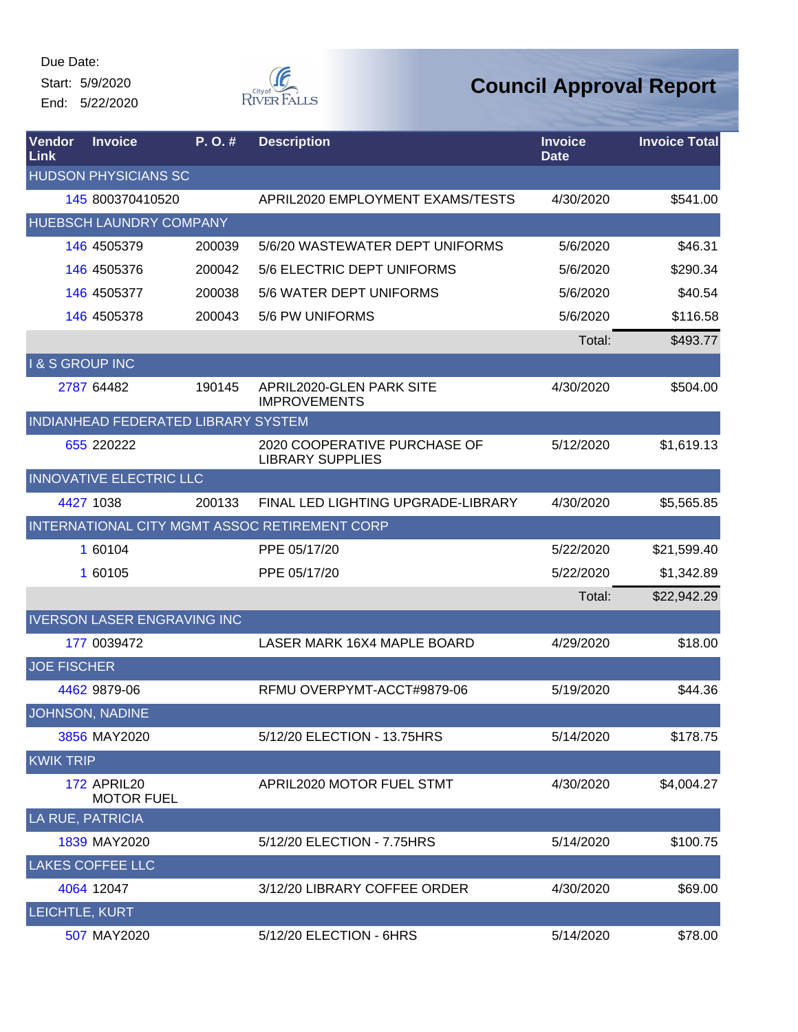Due Date:
Start: 5/9/2020
End: 5/22/2020

# Council Approval Report

| Vendor Link | Invoice | P. O. # | Description | Invoice Date | Invoice Total |
|---|---|---|---|---|---|
| HUDSON PHYSICIANS SC | | | | | |
| 145 | 800370410520 | | APRIL2020 EMPLOYMENT EXAMS/TESTS | 4/30/2020 | $541.00 |
| HUEBSCH LAUNDRY COMPANY | | | | | |
| 146 | 4505379 | 200039 | 5/6/20 WASTEWATER DEPT UNIFORMS | 5/6/2020 | $46.31 |
| 146 | 4505376 | 200042 | 5/6 ELECTRIC DEPT UNIFORMS | 5/6/2020 | $290.34 |
| 146 | 4505377 | 200038 | 5/6 WATER DEPT UNIFORMS | 5/6/2020 | $40.54 |
| 146 | 4505378 | 200043 | 5/6 PW UNIFORMS | 5/6/2020 | $116.58 |
| | | | | Total: | $493.77 |
| I & S GROUP INC | | | | | |
| 2787 | 64482 | 190145 | APRIL2020-GLEN PARK SITE IMPROVEMENTS | 4/30/2020 | $504.00 |
| INDIANHEAD FEDERATED LIBRARY SYSTEM | | | | | |
| 655 | 220222 | | 2020 COOPERATIVE PURCHASE OF LIBRARY SUPPLIES | 5/12/2020 | $1,619.13 |
| INNOVATIVE ELECTRIC LLC | | | | | |
| 4427 | 1038 | 200133 | FINAL LED LIGHTING UPGRADE-LIBRARY | 4/30/2020 | $5,565.85 |
| INTERNATIONAL CITY MGMT ASSOC RETIREMENT CORP | | | | | |
| 1 | 60104 | | PPE 05/17/20 | 5/22/2020 | $21,599.40 |
| 1 | 60105 | | PPE 05/17/20 | 5/22/2020 | $1,342.89 |
| | | | | Total: | $22,942.29 |
| IVERSON LASER ENGRAVING INC | | | | | |
| 177 | 0039472 | | LASER MARK 16X4 MAPLE BOARD | 4/29/2020 | $18.00 |
| JOE FISCHER | | | | | |
| 4462 | 9879-06 | | RFMU OVERPYMT-ACCT#9879-06 | 5/19/2020 | $44.36 |
| JOHNSON, NADINE | | | | | |
| 3856 | MAY2020 | | 5/12/20 ELECTION - 13.75HRS | 5/14/2020 | $178.75 |
| KWIK TRIP | | | | | |
| 172 | APRIL20 MOTOR FUEL | | APRIL2020 MOTOR FUEL STMT | 4/30/2020 | $4,004.27 |
| LA RUE, PATRICIA | | | | | |
| 1839 | MAY2020 | | 5/12/20 ELECTION - 7.75HRS | 5/14/2020 | $100.75 |
| LAKES COFFEE LLC | | | | | |
| 4064 | 12047 | | 3/12/20 LIBRARY COFFEE ORDER | 4/30/2020 | $69.00 |
| LEICHTLE, KURT | | | | | |
| 507 | MAY2020 | | 5/12/20 ELECTION - 6HRS | 5/14/2020 | $78.00 |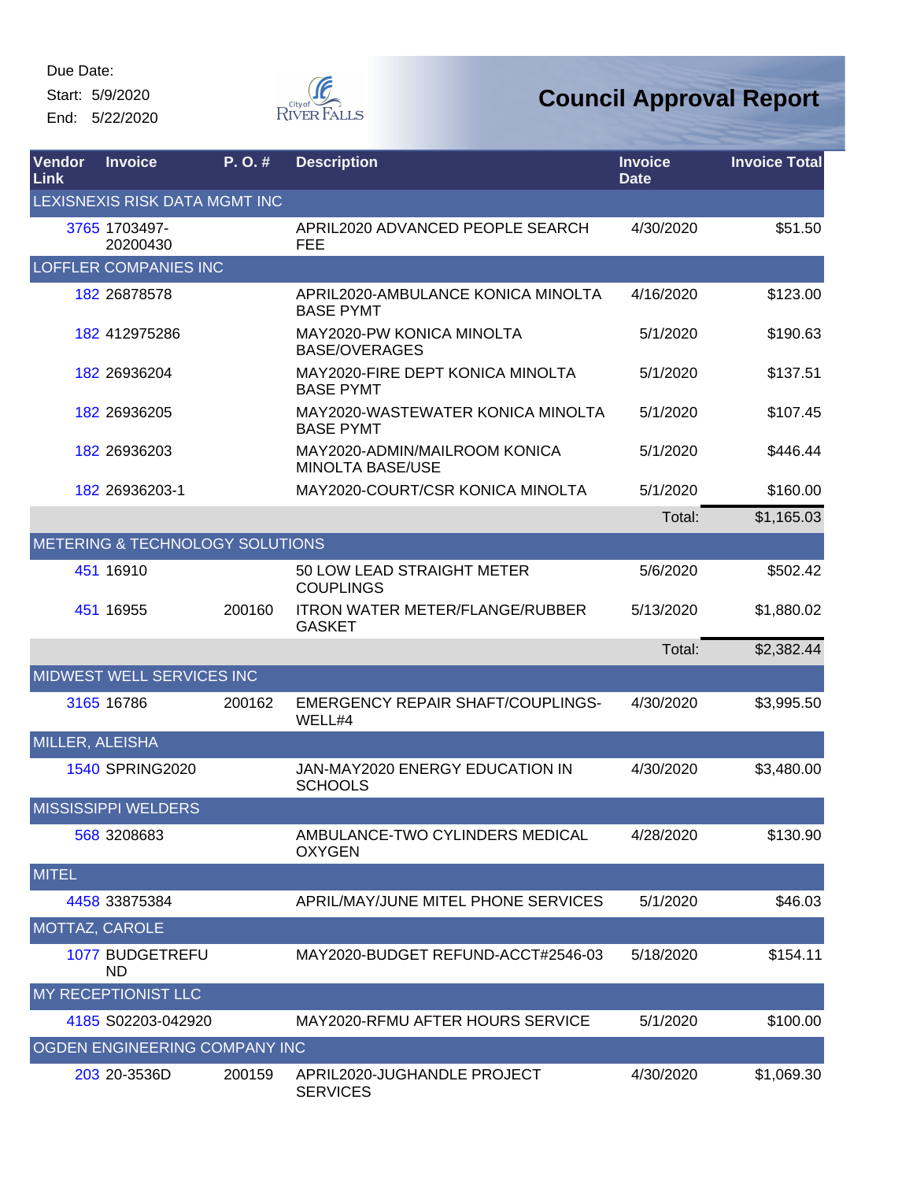Due Date:

Start: 5/9/2020

End: 5/22/2020

# Council Approval Report

| Vendor Link | Invoice | P. O. # | Description | Invoice Date | Invoice Total |
|---|---|---|---|---|---|
| LEXISNEXIS RISK DATA MGMT INC | | | | | |
| 3765 | 1703497-20200430 | | APRIL2020 ADVANCED PEOPLE SEARCH FEE | 4/30/2020 | $51.50 |
| LOFFLER COMPANIES INC | | | | | |
| 182 | 26878578 | | APRIL2020-AMBULANCE KONICA MINOLTA BASE PYMT | 4/16/2020 | $123.00 |
| 182 | 412975286 | | MAY2020-PW KONICA MINOLTA BASE/OVERAGES | 5/1/2020 | $190.63 |
| 182 | 26936204 | | MAY2020-FIRE DEPT KONICA MINOLTA BASE PYMT | 5/1/2020 | $137.51 |
| 182 | 26936205 | | MAY2020-WASTEWATER KONICA MINOLTA BASE PYMT | 5/1/2020 | $107.45 |
| 182 | 26936203 | | MAY2020-ADMIN/MAILROOM KONICA MINOLTA BASE/USE | 5/1/2020 | $446.44 |
| 182 | 26936203-1 | | MAY2020-COURT/CSR KONICA MINOLTA | 5/1/2020 | $160.00 |
| | | | | Total: | $1,165.03 |
| METERING & TECHNOLOGY SOLUTIONS | | | | | |
| 451 | 16910 | | 50 LOW LEAD STRAIGHT METER COUPLINGS | 5/6/2020 | $502.42 |
| 451 | 16955 | 200160 | ITRON WATER METER/FLANGE/RUBBER GASKET | 5/13/2020 | $1,880.02 |
| | | | | Total: | $2,382.44 |
| MIDWEST WELL SERVICES INC | | | | | |
| 3165 | 16786 | 200162 | EMERGENCY REPAIR SHAFT/COUPLINGS-WELL#4 | 4/30/2020 | $3,995.50 |
| MILLER, ALEISHA | | | | | |
| 1540 | SPRING2020 | | JAN-MAY2020 ENERGY EDUCATION IN SCHOOLS | 4/30/2020 | $3,480.00 |
| MISSISSIPPI WELDERS | | | | | |
| 568 | 3208683 | | AMBULANCE-TWO CYLINDERS MEDICAL OXYGEN | 4/28/2020 | $130.90 |
| MITEL | | | | | |
| 4458 | 33875384 | | APRIL/MAY/JUNE MITEL PHONE SERVICES | 5/1/2020 | $46.03 |
| MOTTAZ, CAROLE | | | | | |
| 1077 | BUDGETREFUND | | MAY2020-BUDGET REFUND-ACCT#2546-03 | 5/18/2020 | $154.11 |
| MY RECEPTIONIST LLC | | | | | |
| 4185 | S02203-042920 | | MAY2020-RFMU AFTER HOURS SERVICE | 5/1/2020 | $100.00 |
| OGDEN ENGINEERING COMPANY INC | | | | | |
| 203 | 20-3536D | 200159 | APRIL2020-JUGHANDLE PROJECT SERVICES | 4/30/2020 | $1,069.30 |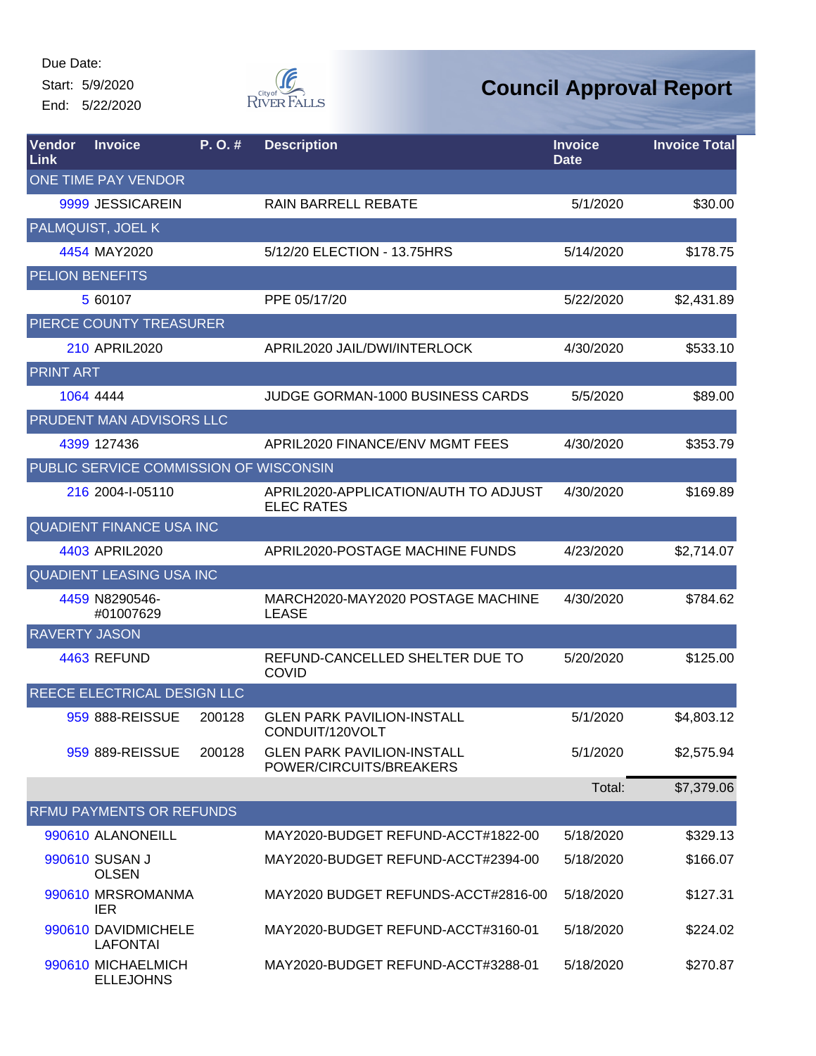Due Date:

Start: 5/9/2020

End: 5/22/2020

# Council Approval Report

| Vendor Link | Invoice | P. O. # | Description | Invoice Date | Invoice Total |
|---|---|---|---|---|---|
| ONE TIME PAY VENDOR | | | | | |
| 9999 | JESSICAREIN | | RAIN BARRELL REBATE | 5/1/2020 | $30.00 |
| PALMQUIST, JOEL K | | | | | |
| 4454 | MAY2020 | | 5/12/20 ELECTION - 13.75HRS | 5/14/2020 | $178.75 |
| PELION BENEFITS | | | | | |
| 5 | 60107 | | PPE 05/17/20 | 5/22/2020 | $2,431.89 |
| PIERCE COUNTY TREASURER | | | | | |
| 210 | APRIL2020 | | APRIL2020 JAIL/DWI/INTERLOCK | 4/30/2020 | $533.10 |
| PRINT ART | | | | | |
| 1064 | 4444 | | JUDGE GORMAN-1000 BUSINESS CARDS | 5/5/2020 | $89.00 |
| PRUDENT MAN ADVISORS LLC | | | | | |
| 4399 | 127436 | | APRIL2020 FINANCE/ENV MGMT FEES | 4/30/2020 | $353.79 |
| PUBLIC SERVICE COMMISSION OF WISCONSIN | | | | | |
| 216 | 2004-I-05110 | | APRIL2020-APPLICATION/AUTH TO ADJUST ELEC RATES | 4/30/2020 | $169.89 |
| QUADIENT FINANCE USA INC | | | | | |
| 4403 | APRIL2020 | | APRIL2020-POSTAGE MACHINE FUNDS | 4/23/2020 | $2,714.07 |
| QUADIENT LEASING USA INC | | | | | |
| 4459 | N8290546-#01007629 | | MARCH2020-MAY2020 POSTAGE MACHINE LEASE | 4/30/2020 | $784.62 |
| RAVERTY JASON | | | | | |
| 4463 | REFUND | | REFUND-CANCELLED SHELTER DUE TO COVID | 5/20/2020 | $125.00 |
| REECE ELECTRICAL DESIGN LLC | | | | | |
| 959 | 888-REISSUE | 200128 | GLEN PARK PAVILION-INSTALL CONDUIT/120VOLT | 5/1/2020 | $4,803.12 |
| 959 | 889-REISSUE | 200128 | GLEN PARK PAVILION-INSTALL POWER/CIRCUITS/BREAKERS | 5/1/2020 | $2,575.94 |
| | | | | Total: | $7,379.06 |
| RFMU PAYMENTS OR REFUNDS | | | | | |
| 990610 | ALANONEILL | | MAY2020-BUDGET REFUND-ACCT#1822-00 | 5/18/2020 | $329.13 |
| 990610 | SUSAN J OLSEN | | MAY2020-BUDGET REFUND-ACCT#2394-00 | 5/18/2020 | $166.07 |
| 990610 | MRSROMANMAIER | | MAY2020 BUDGET REFUNDS-ACCT#2816-00 | 5/18/2020 | $127.31 |
| 990610 | DAVIDMICHELE LAFONTAI | | MAY2020-BUDGET REFUND-ACCT#3160-01 | 5/18/2020 | $224.02 |
| 990610 | MICHAELMICHELLEJOHNS | | MAY2020-BUDGET REFUND-ACCT#3288-01 | 5/18/2020 | $270.87 |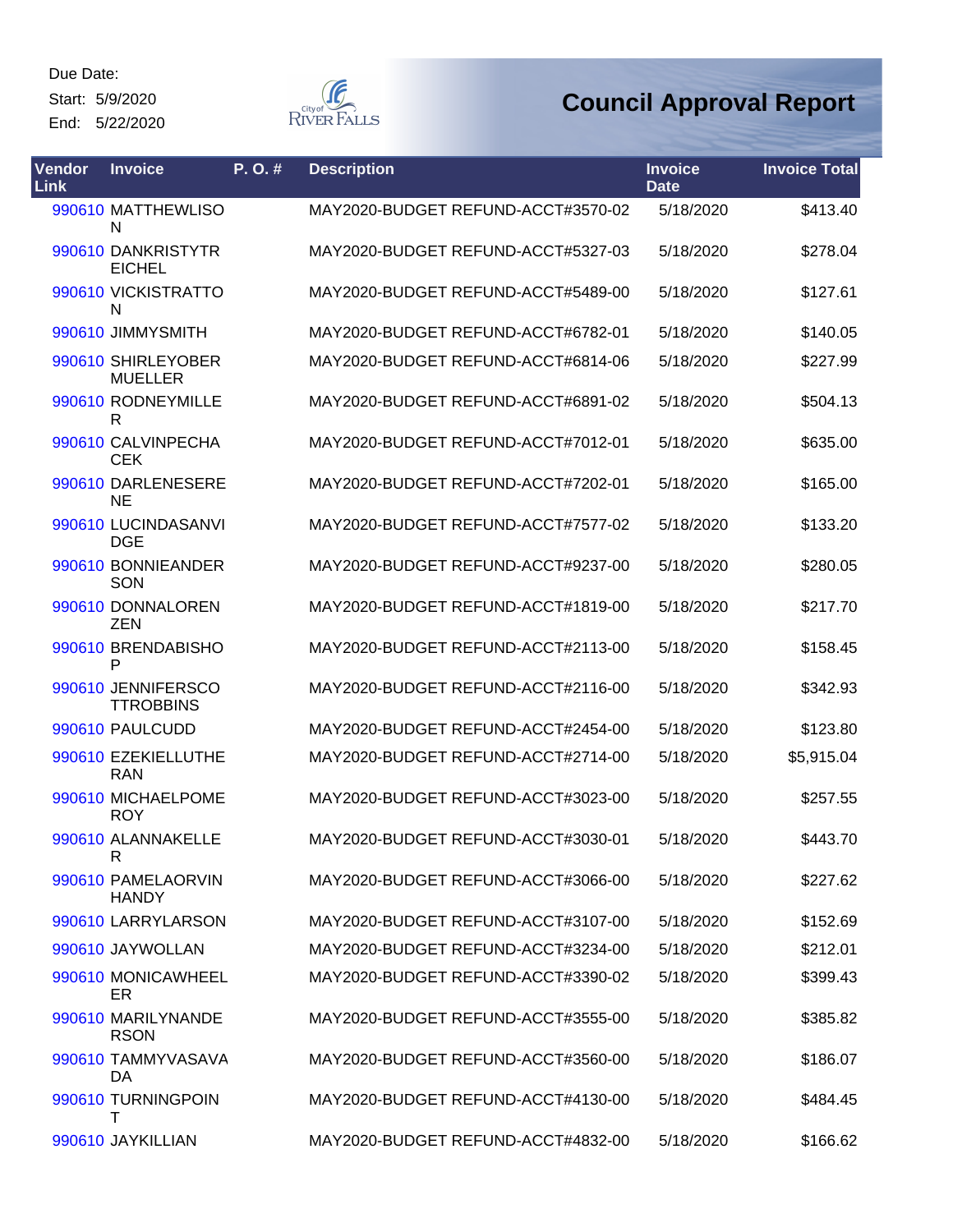Due Date:
Start: 5/9/2020
End: 5/22/2020

# Council Approval Report

| Vendor Link | Invoice | P. O. # | Description | Invoice Date | Invoice Total |
|---|---|---|---|---|---|
| 990610 | MATTHEWLISON | | MAY2020-BUDGET REFUND-ACCT#3570-02 | 5/18/2020 | $413.40 |
| 990610 | DANKRISTYTREICHEL | | MAY2020-BUDGET REFUND-ACCT#5327-03 | 5/18/2020 | $278.04 |
| 990610 | VICKISTRATTON | | MAY2020-BUDGET REFUND-ACCT#5489-00 | 5/18/2020 | $127.61 |
| 990610 | JIMMYSMITH | | MAY2020-BUDGET REFUND-ACCT#6782-01 | 5/18/2020 | $140.05 |
| 990610 | SHIRLEYOBERMUELLER | | MAY2020-BUDGET REFUND-ACCT#6814-06 | 5/18/2020 | $227.99 |
| 990610 | RODNEYMILLER | | MAY2020-BUDGET REFUND-ACCT#6891-02 | 5/18/2020 | $504.13 |
| 990610 | CALVINPECHACEK | | MAY2020-BUDGET REFUND-ACCT#7012-01 | 5/18/2020 | $635.00 |
| 990610 | DARLENESERENE | | MAY2020-BUDGET REFUND-ACCT#7202-01 | 5/18/2020 | $165.00 |
| 990610 | LUCINDASANVIDGE | | MAY2020-BUDGET REFUND-ACCT#7577-02 | 5/18/2020 | $133.20 |
| 990610 | BONNIEANDERSON | | MAY2020-BUDGET REFUND-ACCT#9237-00 | 5/18/2020 | $280.05 |
| 990610 | DONNALORENZEN | | MAY2020-BUDGET REFUND-ACCT#1819-00 | 5/18/2020 | $217.70 |
| 990610 | BRENDABISHOP | | MAY2020-BUDGET REFUND-ACCT#2113-00 | 5/18/2020 | $158.45 |
| 990610 | JENNIFERSCOTTROBBINS | | MAY2020-BUDGET REFUND-ACCT#2116-00 | 5/18/2020 | $342.93 |
| 990610 | PAULCUDD | | MAY2020-BUDGET REFUND-ACCT#2454-00 | 5/18/2020 | $123.80 |
| 990610 | EZEKIELLUTHERAN | | MAY2020-BUDGET REFUND-ACCT#2714-00 | 5/18/2020 | $5,915.04 |
| 990610 | MICHAELPOMEROY | | MAY2020-BUDGET REFUND-ACCT#3023-00 | 5/18/2020 | $257.55 |
| 990610 | ALANNAKELLER | | MAY2020-BUDGET REFUND-ACCT#3030-01 | 5/18/2020 | $443.70 |
| 990610 | PAMELAORVINHANDY | | MAY2020-BUDGET REFUND-ACCT#3066-00 | 5/18/2020 | $227.62 |
| 990610 | LARRYLARSON | | MAY2020-BUDGET REFUND-ACCT#3107-00 | 5/18/2020 | $152.69 |
| 990610 | JAYWOLLAN | | MAY2020-BUDGET REFUND-ACCT#3234-00 | 5/18/2020 | $212.01 |
| 990610 | MONICAWHEELER | | MAY2020-BUDGET REFUND-ACCT#3390-02 | 5/18/2020 | $399.43 |
| 990610 | MARILYNANDERSON | | MAY2020-BUDGET REFUND-ACCT#3555-00 | 5/18/2020 | $385.82 |
| 990610 | TAMMYVASAVADA | | MAY2020-BUDGET REFUND-ACCT#3560-00 | 5/18/2020 | $186.07 |
| 990610 | TURNINGPOINT | | MAY2020-BUDGET REFUND-ACCT#4130-00 | 5/18/2020 | $484.45 |
| 990610 | JAYKILLIAN | | MAY2020-BUDGET REFUND-ACCT#4832-00 | 5/18/2020 | $166.62 |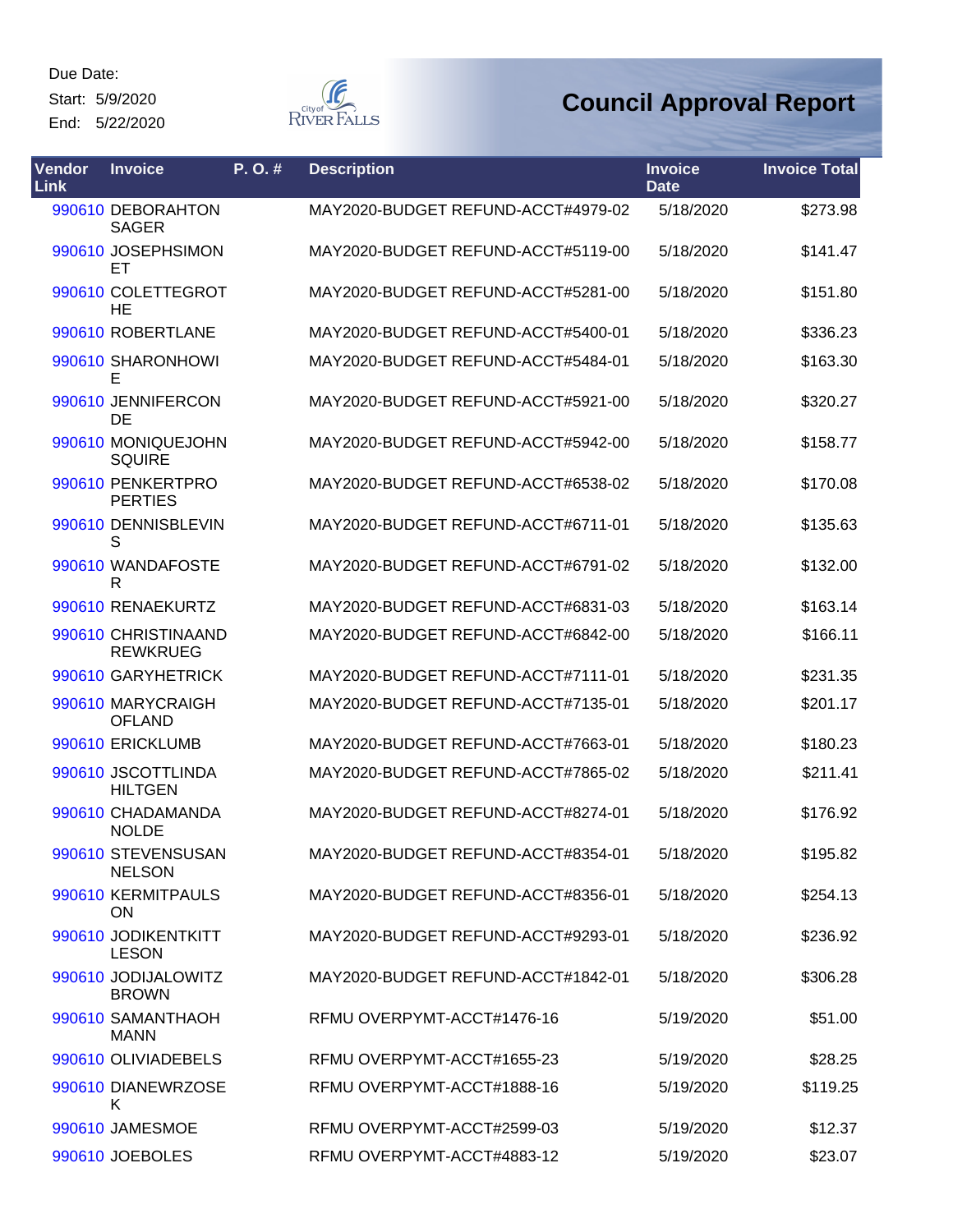Due Date:
Start: 5/9/2020
End: 5/22/2020

City of River Falls

# Council Approval Report

| Vendor Link | Invoice | P. O. # | Description | Invoice Date | Invoice Total |
|---|---|---|---|---|---|
| 990610 | DEBORAHTON SAGER | | MAY2020-BUDGET REFUND-ACCT#4979-02 | 5/18/2020 | $273.98 |
| 990610 | JOSEPHSIMON ET | | MAY2020-BUDGET REFUND-ACCT#5119-00 | 5/18/2020 | $141.47 |
| 990610 | COLETTEGROT HE | | MAY2020-BUDGET REFUND-ACCT#5281-00 | 5/18/2020 | $151.80 |
| 990610 | ROBERTLANE | | MAY2020-BUDGET REFUND-ACCT#5400-01 | 5/18/2020 | $336.23 |
| 990610 | SHARONHOWI E | | MAY2020-BUDGET REFUND-ACCT#5484-01 | 5/18/2020 | $163.30 |
| 990610 | JENNIFERCON DE | | MAY2020-BUDGET REFUND-ACCT#5921-00 | 5/18/2020 | $320.27 |
| 990610 | MONIQUEJOHN SQUIRE | | MAY2020-BUDGET REFUND-ACCT#5942-00 | 5/18/2020 | $158.77 |
| 990610 | PENKERTPRO PERTIES | | MAY2020-BUDGET REFUND-ACCT#6538-02 | 5/18/2020 | $170.08 |
| 990610 | DENNISBLEVIN S | | MAY2020-BUDGET REFUND-ACCT#6711-01 | 5/18/2020 | $135.63 |
| 990610 | WANDAFOSTE R | | MAY2020-BUDGET REFUND-ACCT#6791-02 | 5/18/2020 | $132.00 |
| 990610 | RENAEKURTZ | | MAY2020-BUDGET REFUND-ACCT#6831-03 | 5/18/2020 | $163.14 |
| 990610 | CHRISTINAAND REWKRUEG | | MAY2020-BUDGET REFUND-ACCT#6842-00 | 5/18/2020 | $166.11 |
| 990610 | GARYHETRICK | | MAY2020-BUDGET REFUND-ACCT#7111-01 | 5/18/2020 | $231.35 |
| 990610 | MARYCRAIGH OFLAND | | MAY2020-BUDGET REFUND-ACCT#7135-01 | 5/18/2020 | $201.17 |
| 990610 | ERICKLUMB | | MAY2020-BUDGET REFUND-ACCT#7663-01 | 5/18/2020 | $180.23 |
| 990610 | JSCOTTLINDA HILTGEN | | MAY2020-BUDGET REFUND-ACCT#7865-02 | 5/18/2020 | $211.41 |
| 990610 | CHADAMANDA NOLDE | | MAY2020-BUDGET REFUND-ACCT#8274-01 | 5/18/2020 | $176.92 |
| 990610 | STEVENSUSAN NELSON | | MAY2020-BUDGET REFUND-ACCT#8354-01 | 5/18/2020 | $195.82 |
| 990610 | KERMITPAULS ON | | MAY2020-BUDGET REFUND-ACCT#8356-01 | 5/18/2020 | $254.13 |
| 990610 | JODIKENTKITT LESON | | MAY2020-BUDGET REFUND-ACCT#9293-01 | 5/18/2020 | $236.92 |
| 990610 | JODIJALOWITZ BROWN | | MAY2020-BUDGET REFUND-ACCT#1842-01 | 5/18/2020 | $306.28 |
| 990610 | SAMANTHAOH MANN | | RFMU OVERPYMT-ACCT#1476-16 | 5/19/2020 | $51.00 |
| 990610 | OLIVIADEBELS | | RFMU OVERPYMT-ACCT#1655-23 | 5/19/2020 | $28.25 |
| 990610 | DIANEWRZOSE K | | RFMU OVERPYMT-ACCT#1888-16 | 5/19/2020 | $119.25 |
| 990610 | JAMESMOE | | RFMU OVERPYMT-ACCT#2599-03 | 5/19/2020 | $12.37 |
| 990610 | JOEBOLES | | RFMU OVERPYMT-ACCT#4883-12 | 5/19/2020 | $23.07 |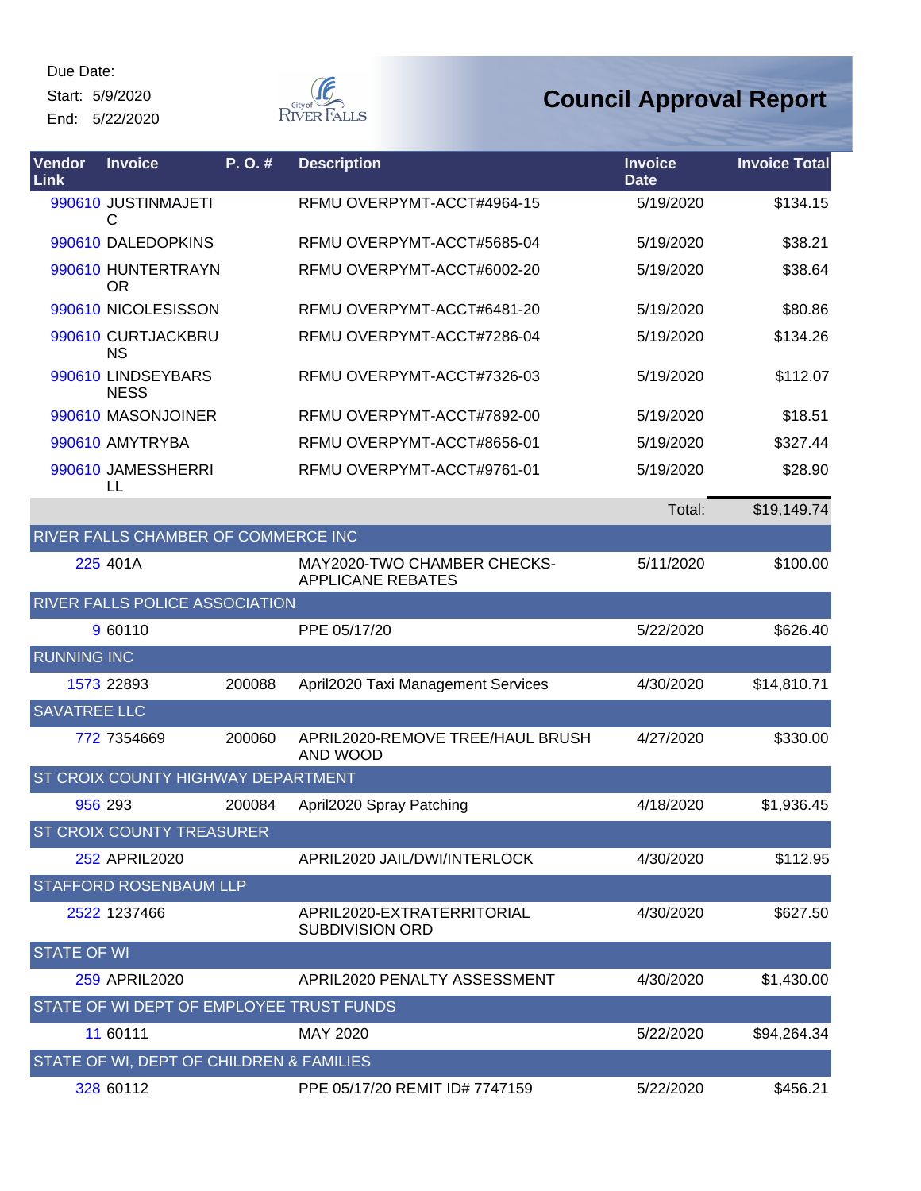Due Date:
Start: 5/9/2020
End: 5/22/2020

# Council Approval Report

| Vendor Link | Invoice | P. O. # | Description | Invoice Date | Invoice Total |
|---|---|---|---|---|---|
| 990610 | JUSTINMAJETIC | | RFMU OVERPYMT-ACCT#4964-15 | 5/19/2020 | $134.15 |
| 990610 | DALEDOPKINS | | RFMU OVERPYMT-ACCT#5685-04 | 5/19/2020 | $38.21 |
| 990610 | HUNTERTRAYNOR | | RFMU OVERPYMT-ACCT#6002-20 | 5/19/2020 | $38.64 |
| 990610 | NICOLESISSON | | RFMU OVERPYMT-ACCT#6481-20 | 5/19/2020 | $80.86 |
| 990610 | CURTJACKBRUNS | | RFMU OVERPYMT-ACCT#7286-04 | 5/19/2020 | $134.26 |
| 990610 | LINDSEYBARSNESS | | RFMU OVERPYMT-ACCT#7326-03 | 5/19/2020 | $112.07 |
| 990610 | MASONJOINER | | RFMU OVERPYMT-ACCT#7892-00 | 5/19/2020 | $18.51 |
| 990610 | AMYTRYBA | | RFMU OVERPYMT-ACCT#8656-01 | 5/19/2020 | $327.44 |
| 990610 | JAMESSHERRILL | | RFMU OVERPYMT-ACCT#9761-01 | 5/19/2020 | $28.90 |
| | | | | Total: | $19,149.74 |
| RIVER FALLS CHAMBER OF COMMERCE INC | | | | | |
| 225 | 401A | | MAY2020-TWO CHAMBER CHECKS-APPLICANE REBATES | 5/11/2020 | $100.00 |
| RIVER FALLS POLICE ASSOCIATION | | | | | |
| 9 | 60110 | | PPE 05/17/20 | 5/22/2020 | $626.40 |
| RUNNING INC | | | | | |
| 1573 | 22893 | 200088 | April2020 Taxi Management Services | 4/30/2020 | $14,810.71 |
| SAVATREE LLC | | | | | |
| 772 | 7354669 | 200060 | APRIL2020-REMOVE TREE/HAUL BRUSH AND WOOD | 4/27/2020 | $330.00 |
| ST CROIX COUNTY HIGHWAY DEPARTMENT | | | | | |
| 956 | 293 | 200084 | April2020 Spray Patching | 4/18/2020 | $1,936.45 |
| ST CROIX COUNTY TREASURER | | | | | |
| 252 | APRIL2020 | | APRIL2020 JAIL/DWI/INTERLOCK | 4/30/2020 | $112.95 |
| STAFFORD ROSENBAUM LLP | | | | | |
| 2522 | 1237466 | | APRIL2020-EXTRATERRITORIAL SUBDIVISION ORD | 4/30/2020 | $627.50 |
| STATE OF WI | | | | | |
| 259 | APRIL2020 | | APRIL2020 PENALTY ASSESSMENT | 4/30/2020 | $1,430.00 |
| STATE OF WI DEPT OF EMPLOYEE TRUST FUNDS | | | | | |
| 11 | 60111 | | MAY 2020 | 5/22/2020 | $94,264.34 |
| STATE OF WI, DEPT OF CHILDREN & FAMILIES | | | | | |
| 328 | 60112 | | PPE 05/17/20 REMIT ID# 7747159 | 5/22/2020 | $456.21 |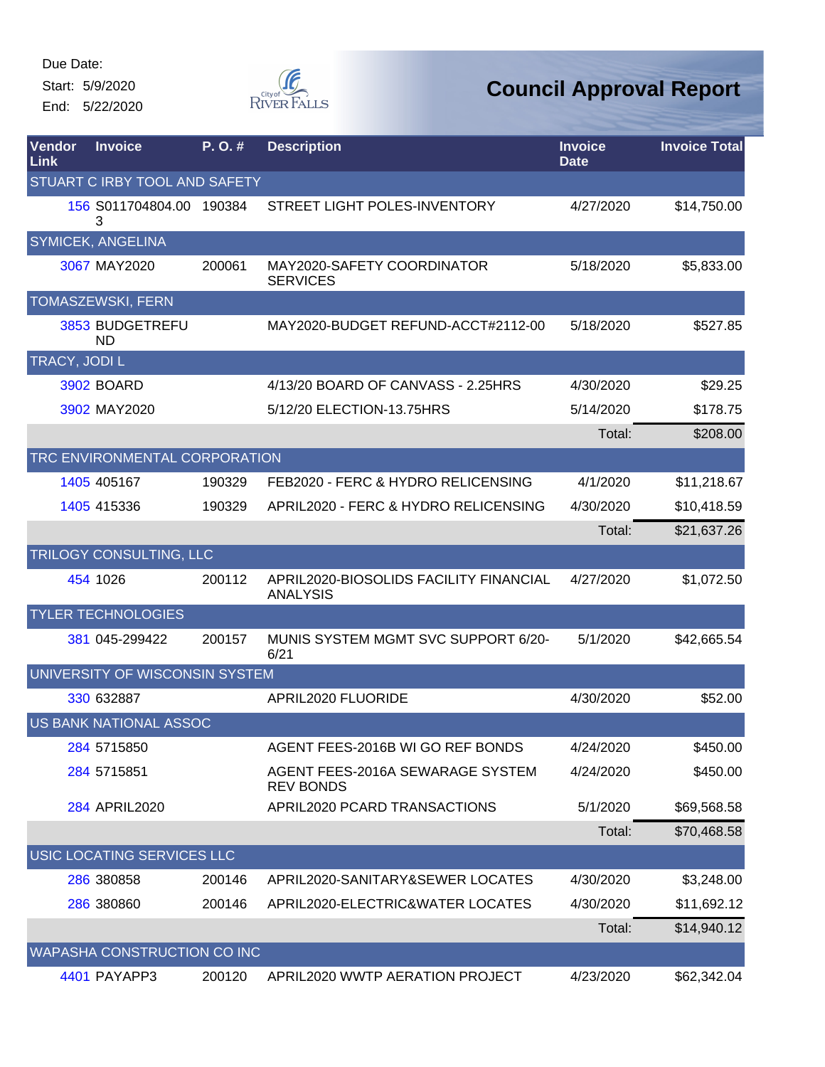Due Date:
Start: 5/9/2020
End: 5/22/2020

City of River Falls

# Council Approval Report

| Vendor Link | Invoice | P. O. # | Description | Invoice Date | Invoice Total |
|---|---|---|---|---|---|
| STUART C IRBY TOOL AND SAFETY | | | | | |
| 156 | S011704804.003 | 190384 | STREET LIGHT POLES-INVENTORY | 4/27/2020 | $14,750.00 |
| SYMICEK, ANGELINA | | | | | |
| 3067 | MAY2020 | 200061 | MAY2020-SAFETY COORDINATOR SERVICES | 5/18/2020 | $5,833.00 |
| TOMASZEWSKI, FERN | | | | | |
| 3853 | BUDGETREFUND | | MAY2020-BUDGET REFUND-ACCT#2112-00 | 5/18/2020 | $527.85 |
| TRACY, JODI L | | | | | |
| 3902 | BOARD | | 4/13/20 BOARD OF CANVASS - 2.25HRS | 4/30/2020 | $29.25 |
| 3902 | MAY2020 | | 5/12/20 ELECTION-13.75HRS | 5/14/2020 | $178.75 |
| | | | | Total: | $208.00 |
| TRC ENVIRONMENTAL CORPORATION | | | | | |
| 1405 | 405167 | 190329 | FEB2020 - FERC & HYDRO RELICENSING | 4/1/2020 | $11,218.67 |
| 1405 | 415336 | 190329 | APRIL2020 - FERC & HYDRO RELICENSING | 4/30/2020 | $10,418.59 |
| | | | | Total: | $21,637.26 |
| TRILOGY CONSULTING, LLC | | | | | |
| 454 | 1026 | 200112 | APRIL2020-BIOSOLIDS FACILITY FINANCIAL ANALYSIS | 4/27/2020 | $1,072.50 |
| TYLER TECHNOLOGIES | | | | | |
| 381 | 045-299422 | 200157 | MUNIS SYSTEM MGMT SVC SUPPORT 6/20-6/21 | 5/1/2020 | $42,665.54 |
| UNIVERSITY OF WISCONSIN SYSTEM | | | | | |
| 330 | 632887 | | APRIL2020 FLUORIDE | 4/30/2020 | $52.00 |
| US BANK NATIONAL ASSOC | | | | | |
| 284 | 5715850 | | AGENT FEES-2016B WI GO REF BONDS | 4/24/2020 | $450.00 |
| 284 | 5715851 | | AGENT FEES-2016A SEWARAGE SYSTEM REV BONDS | 4/24/2020 | $450.00 |
| 284 | APRIL2020 | | APRIL2020 PCARD TRANSACTIONS | 5/1/2020 | $69,568.58 |
| | | | | Total: | $70,468.58 |
| USIC LOCATING SERVICES LLC | | | | | |
| 286 | 380858 | 200146 | APRIL2020-SANITARY&SEWER LOCATES | 4/30/2020 | $3,248.00 |
| 286 | 380860 | 200146 | APRIL2020-ELECTRIC&WATER LOCATES | 4/30/2020 | $11,692.12 |
| | | | | Total: | $14,940.12 |
| WAPASHA CONSTRUCTION CO INC | | | | | |
| 4401 | PAYAPP3 | 200120 | APRIL2020 WWTP AERATION PROJECT | 4/23/2020 | $62,342.04 |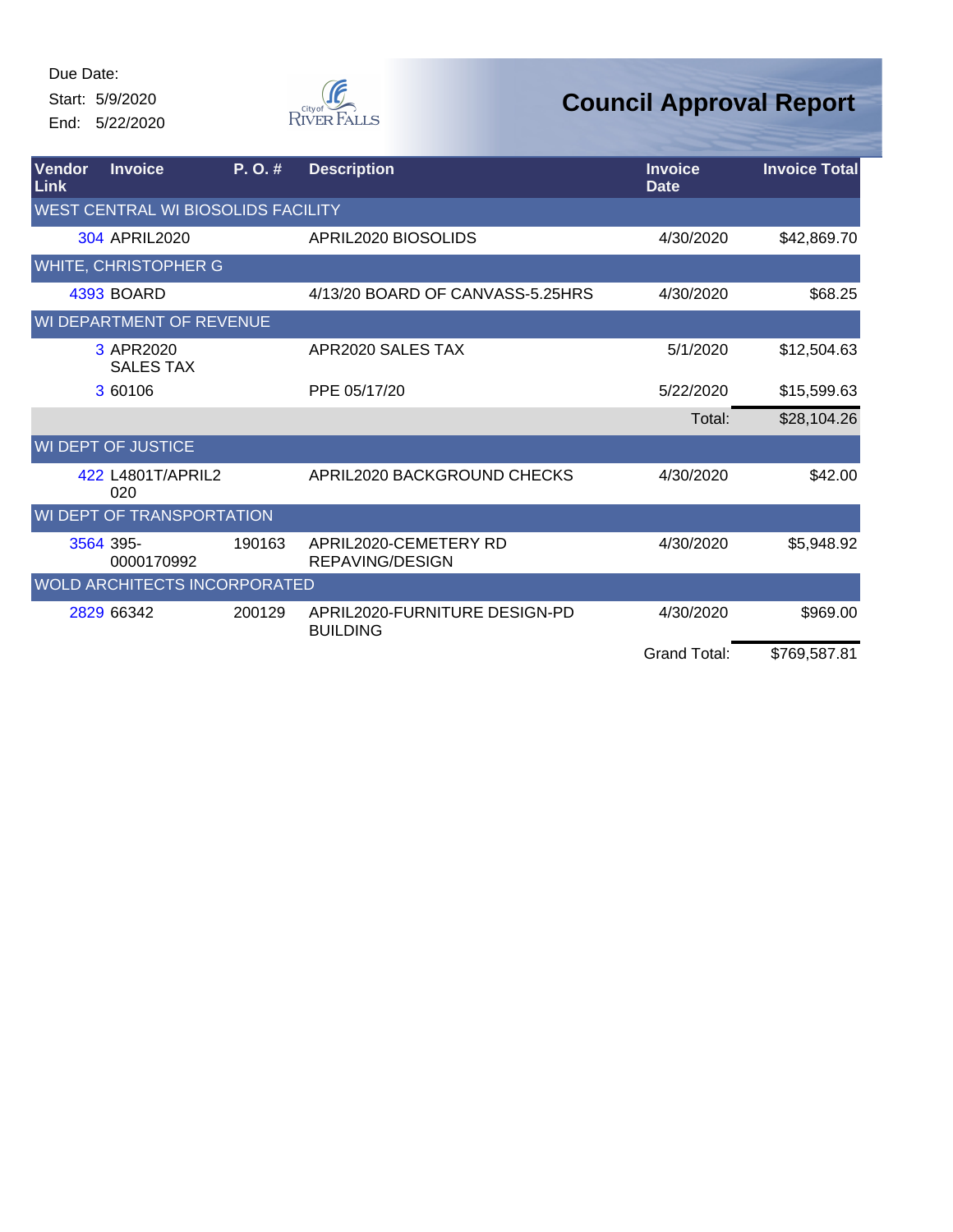Due Date:
Start: 5/9/2020
End: 5/22/2020

City of River Falls

# Council Approval Report

| Vendor Link | Invoice | P. O. # | Description | Invoice Date | Invoice Total |
|---|---|---|---|---|---|
| WEST CENTRAL WI BIOSOLIDS FACILITY | | | | | |
| 304 | APRIL2020 | | APRIL2020 BIOSOLIDS | 4/30/2020 | $42,869.70 |
| WHITE, CHRISTOPHER G | | | | | |
| 4393 | BOARD | | 4/13/20 BOARD OF CANVASS-5.25HRS | 4/30/2020 | $68.25 |
| WI DEPARTMENT OF REVENUE | | | | | |
| 3 | APR2020 SALES TAX | | APR2020 SALES TAX | 5/1/2020 | $12,504.63 |
| 3 | 60106 | | PPE 05/17/20 | 5/22/2020 | $15,599.63 |
| | | | | Total: | $28,104.26 |
| WI DEPT OF JUSTICE | | | | | |
| 422 | L4801T/APRIL2020 | | APRIL2020 BACKGROUND CHECKS | 4/30/2020 | $42.00 |
| WI DEPT OF TRANSPORTATION | | | | | |
| 3564 | 395-0000170992 | 190163 | APRIL2020-CEMETERY RD REPAVING/DESIGN | 4/30/2020 | $5,948.92 |
| WOLD ARCHITECTS INCORPORATED | | | | | |
| 2829 | 66342 | 200129 | APRIL2020-FURNITURE DESIGN-PD BUILDING | 4/30/2020 | $969.00 |
| | | | | Grand Total: | $769,587.81 |